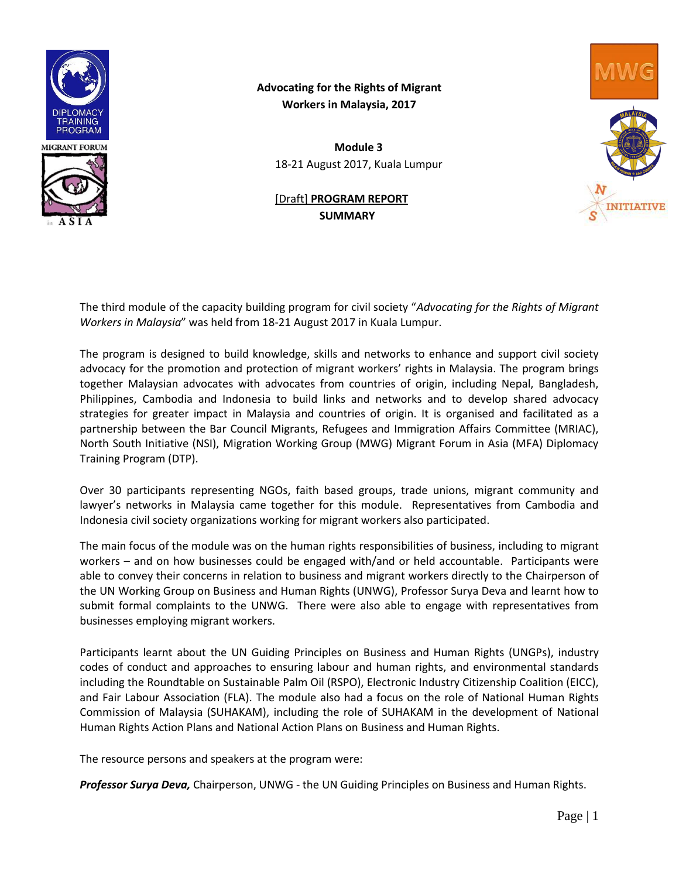# Advocating for the Rights of Migrant Workers in Malaysia, 2017

**Module 3**
18-21 August 2017, Kuala Lumpur

[Draft] **PROGRAM REPORT**
**SUMMARY**

The third module of the capacity building program for civil society "*Advocating for the Rights of Migrant Workers in Malaysia*" was held from 18-21 August 2017 in Kuala Lumpur.

The program is designed to build knowledge, skills and networks to enhance and support civil society advocacy for the promotion and protection of migrant workers' rights in Malaysia. The program brings together Malaysian advocates with advocates from countries of origin, including Nepal, Bangladesh, Philippines, Cambodia and Indonesia to build links and networks and to develop shared advocacy strategies for greater impact in Malaysia and countries of origin. It is organised and facilitated as a partnership between the Bar Council Migrants, Refugees and Immigration Affairs Committee (MRIAC), North South Initiative (NSI), Migration Working Group (MWG) Migrant Forum in Asia (MFA) Diplomacy Training Program (DTP).

Over 30 participants representing NGOs, faith based groups, trade unions, migrant community and lawyer's networks in Malaysia came together for this module. Representatives from Cambodia and Indonesia civil society organizations working for migrant workers also participated.

The main focus of the module was on the human rights responsibilities of business, including to migrant workers – and on how businesses could be engaged with/and or held accountable. Participants were able to convey their concerns in relation to business and migrant workers directly to the Chairperson of the UN Working Group on Business and Human Rights (UNWG), Professor Surya Deva and learnt how to submit formal complaints to the UNWG. There were also able to engage with representatives from businesses employing migrant workers.

Participants learnt about the UN Guiding Principles on Business and Human Rights (UNGPs), industry codes of conduct and approaches to ensuring labour and human rights, and environmental standards including the Roundtable on Sustainable Palm Oil (RSPO), Electronic Industry Citizenship Coalition (EICC), and Fair Labour Association (FLA). The module also had a focus on the role of National Human Rights Commission of Malaysia (SUHAKAM), including the role of SUHAKAM in the development of National Human Rights Action Plans and National Action Plans on Business and Human Rights.

The resource persons and speakers at the program were:

***Professor Surya Deva,*** Chairperson, UNWG - the UN Guiding Principles on Business and Human Rights.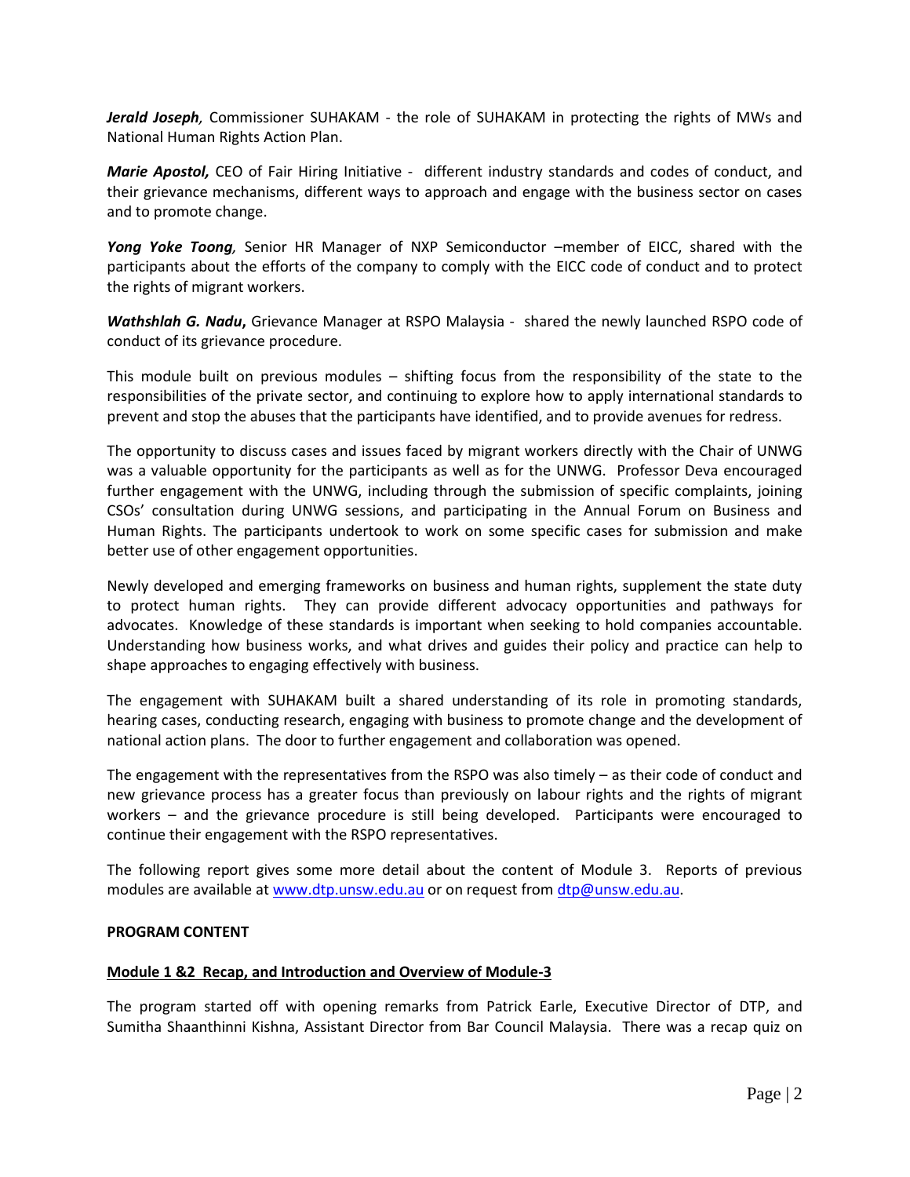***Jerald Joseph**,* Commissioner SUHAKAM - the role of SUHAKAM in protecting the rights of MWs and National Human Rights Action Plan.

***Marie Apostol,*** CEO of Fair Hiring Initiative - different industry standards and codes of conduct, and their grievance mechanisms, different ways to approach and engage with the business sector on cases and to promote change.

***Yong Yoke Toong**,* Senior HR Manager of NXP Semiconductor –member of EICC, shared with the participants about the efforts of the company to comply with the EICC code of conduct and to protect the rights of migrant workers.

***Wathshlah G. Nadu*, ** Grievance Manager at RSPO Malaysia - shared the newly launched RSPO code of conduct of its grievance procedure.

This module built on previous modules – shifting focus from the responsibility of the state to the responsibilities of the private sector, and continuing to explore how to apply international standards to prevent and stop the abuses that the participants have identified, and to provide avenues for redress.

The opportunity to discuss cases and issues faced by migrant workers directly with the Chair of UNWG was a valuable opportunity for the participants as well as for the UNWG. Professor Deva encouraged further engagement with the UNWG, including through the submission of specific complaints, joining CSOs' consultation during UNWG sessions, and participating in the Annual Forum on Business and Human Rights. The participants undertook to work on some specific cases for submission and make better use of other engagement opportunities.

Newly developed and emerging frameworks on business and human rights, supplement the state duty to protect human rights. They can provide different advocacy opportunities and pathways for advocates. Knowledge of these standards is important when seeking to hold companies accountable. Understanding how business works, and what drives and guides their policy and practice can help to shape approaches to engaging effectively with business.

The engagement with SUHAKAM built a shared understanding of its role in promoting standards, hearing cases, conducting research, engaging with business to promote change and the development of national action plans. The door to further engagement and collaboration was opened.

The engagement with the representatives from the RSPO was also timely – as their code of conduct and new grievance process has a greater focus than previously on labour rights and the rights of migrant workers – and the grievance procedure is still being developed. Participants were encouraged to continue their engagement with the RSPO representatives.

The following report gives some more detail about the content of Module 3. Reports of previous modules are available at www.dtp.unsw.edu.au or on request from dtp@unsw.edu.au.

**PROGRAM CONTENT**

**Module 1 &2 Recap, and Introduction and Overview of Module-3**

The program started off with opening remarks from Patrick Earle, Executive Director of DTP, and Sumitha Shaanthinni Kishna, Assistant Director from Bar Council Malaysia. There was a recap quiz on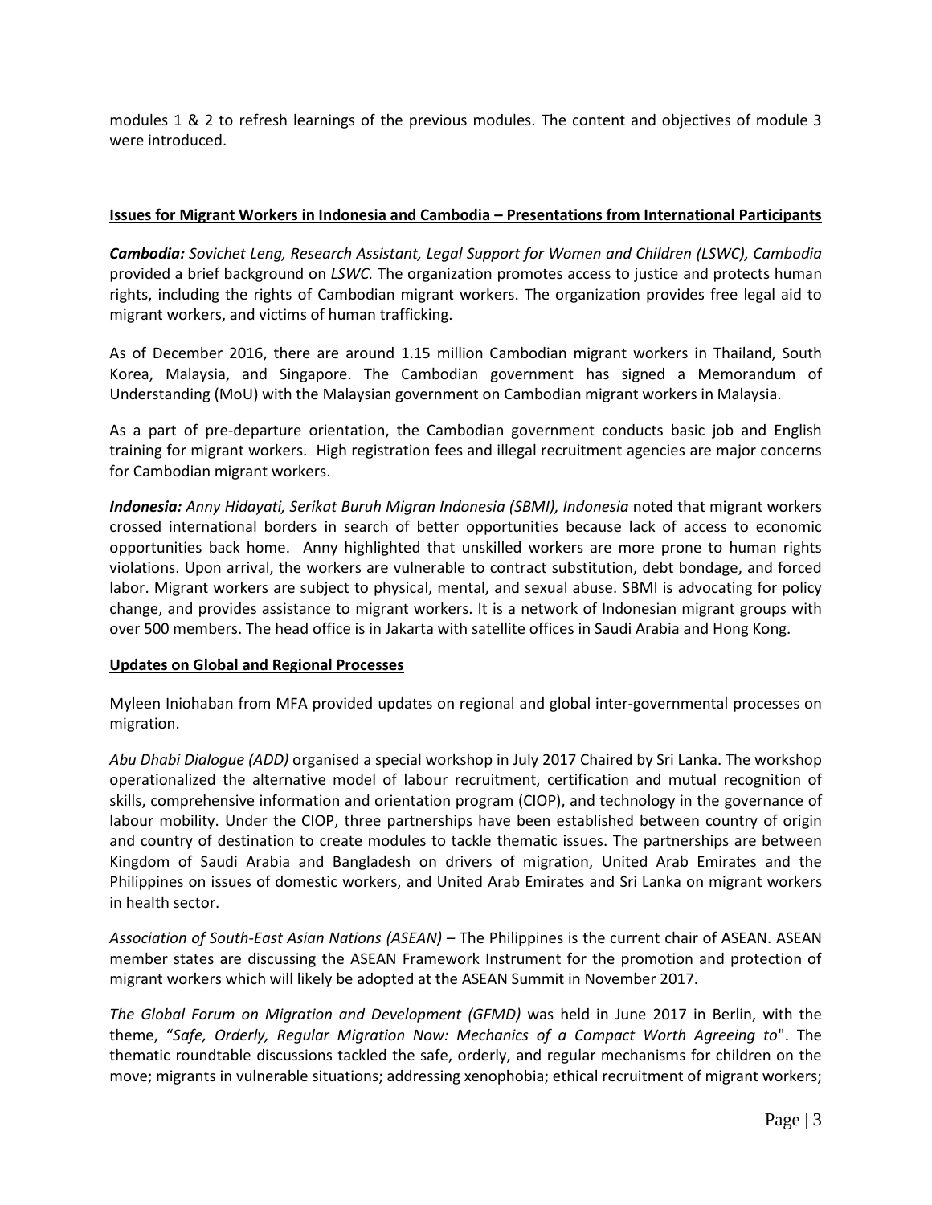modules 1 & 2 to refresh learnings of the previous modules. The content and objectives of module 3 were introduced.

## Issues for Migrant Workers in Indonesia and Cambodia – Presentations from International Participants

***Cambodia:*** *Sovichet Leng, Research Assistant, Legal Support for Women and Children (LSWC), Cambodia* provided a brief background on *LSWC.* The organization promotes access to justice and protects human rights, including the rights of Cambodian migrant workers. The organization provides free legal aid to migrant workers, and victims of human trafficking.

As of December 2016, there are around 1.15 million Cambodian migrant workers in Thailand, South Korea, Malaysia, and Singapore. The Cambodian government has signed a Memorandum of Understanding (MoU) with the Malaysian government on Cambodian migrant workers in Malaysia.

As a part of pre-departure orientation, the Cambodian government conducts basic job and English training for migrant workers. High registration fees and illegal recruitment agencies are major concerns for Cambodian migrant workers.

***Indonesia:*** *Anny Hidayati, Serikat Buruh Migran Indonesia (SBMI), Indonesia* noted that migrant workers crossed international borders in search of better opportunities because lack of access to economic opportunities back home. Anny highlighted that unskilled workers are more prone to human rights violations. Upon arrival, the workers are vulnerable to contract substitution, debt bondage, and forced labor. Migrant workers are subject to physical, mental, and sexual abuse. SBMI is advocating for policy change, and provides assistance to migrant workers. It is a network of Indonesian migrant groups with over 500 members. The head office is in Jakarta with satellite offices in Saudi Arabia and Hong Kong.

## Updates on Global and Regional Processes

Myleen Iniohaban from MFA provided updates on regional and global inter-governmental processes on migration.

*Abu Dhabi Dialogue (ADD)* organised a special workshop in July 2017 Chaired by Sri Lanka. The workshop operationalized the alternative model of labour recruitment, certification and mutual recognition of skills, comprehensive information and orientation program (CIOP), and technology in the governance of labour mobility. Under the CIOP, three partnerships have been established between country of origin and country of destination to create modules to tackle thematic issues. The partnerships are between Kingdom of Saudi Arabia and Bangladesh on drivers of migration, United Arab Emirates and the Philippines on issues of domestic workers, and United Arab Emirates and Sri Lanka on migrant workers in health sector.

*Association of South-East Asian Nations (ASEAN)* – The Philippines is the current chair of ASEAN. ASEAN member states are discussing the ASEAN Framework Instrument for the promotion and protection of migrant workers which will likely be adopted at the ASEAN Summit in November 2017.

*The Global Forum on Migration and Development (GFMD)* was held in June 2017 in Berlin, with the theme, "*Safe, Orderly, Regular Migration Now: Mechanics of a Compact Worth Agreeing to*". The thematic roundtable discussions tackled the safe, orderly, and regular mechanisms for children on the move; migrants in vulnerable situations; addressing xenophobia; ethical recruitment of migrant workers;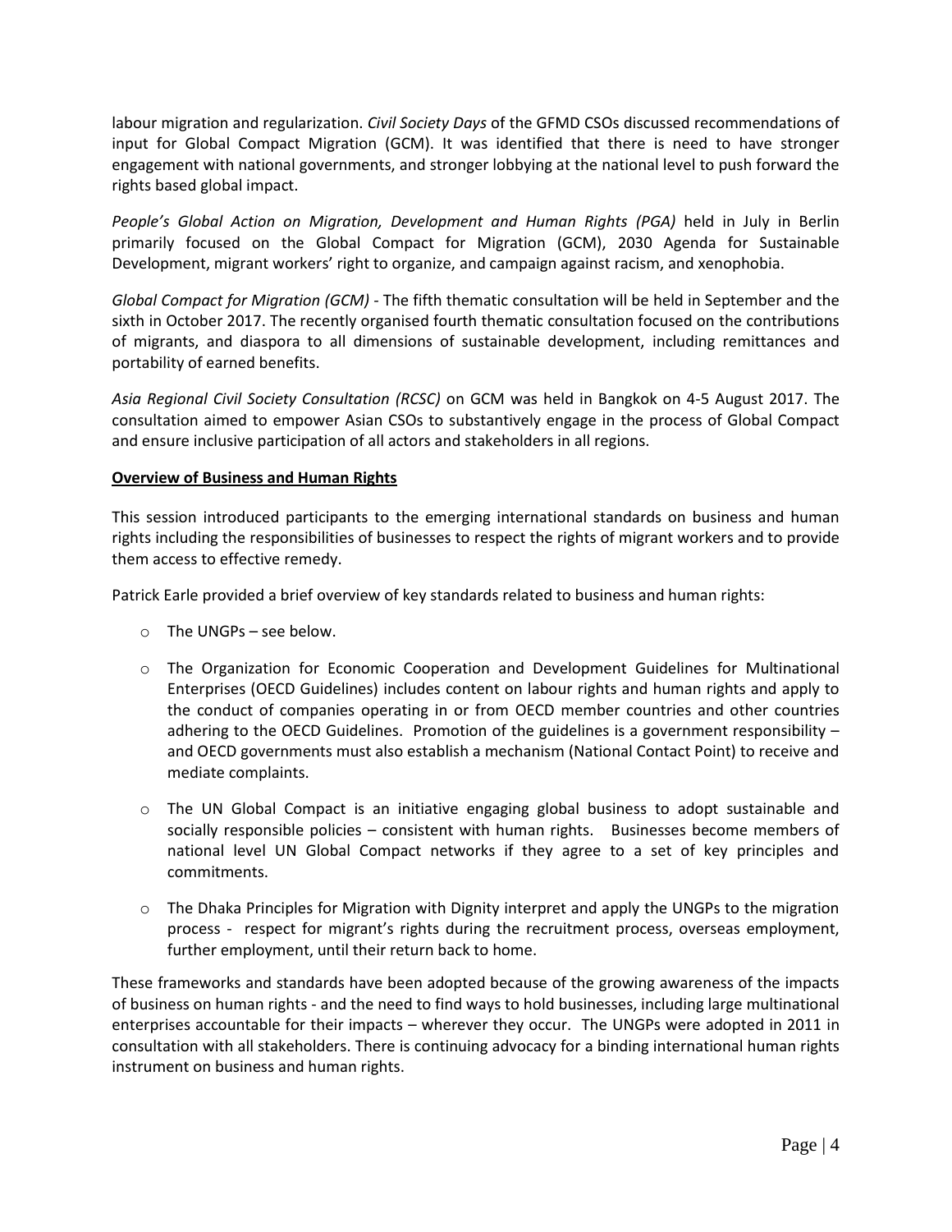labour migration and regularization. *Civil Society Days* of the GFMD CSOs discussed recommendations of input for Global Compact Migration (GCM). It was identified that there is need to have stronger engagement with national governments, and stronger lobbying at the national level to push forward the rights based global impact.

*People's Global Action on Migration, Development and Human Rights (PGA)* held in July in Berlin primarily focused on the Global Compact for Migration (GCM), 2030 Agenda for Sustainable Development, migrant workers' right to organize, and campaign against racism, and xenophobia.

*Global Compact for Migration (GCM)* - The fifth thematic consultation will be held in September and the sixth in October 2017. The recently organised fourth thematic consultation focused on the contributions of migrants, and diaspora to all dimensions of sustainable development, including remittances and portability of earned benefits.

*Asia Regional Civil Society Consultation (RCSC)* on GCM was held in Bangkok on 4-5 August 2017. The consultation aimed to empower Asian CSOs to substantively engage in the process of Global Compact and ensure inclusive participation of all actors and stakeholders in all regions.

**<u>Overview of Business and Human Rights</u>**

This session introduced participants to the emerging international standards on business and human rights including the responsibilities of businesses to respect the rights of migrant workers and to provide them access to effective remedy.

Patrick Earle provided a brief overview of key standards related to business and human rights:

- The UNGPs – see below.
- The Organization for Economic Cooperation and Development Guidelines for Multinational Enterprises (OECD Guidelines) includes content on labour rights and human rights and apply to the conduct of companies operating in or from OECD member countries and other countries adhering to the OECD Guidelines. Promotion of the guidelines is a government responsibility – and OECD governments must also establish a mechanism (National Contact Point) to receive and mediate complaints.
- The UN Global Compact is an initiative engaging global business to adopt sustainable and socially responsible policies – consistent with human rights. Businesses become members of national level UN Global Compact networks if they agree to a set of key principles and commitments.
- The Dhaka Principles for Migration with Dignity interpret and apply the UNGPs to the migration process - respect for migrant's rights during the recruitment process, overseas employment, further employment, until their return back to home.

These frameworks and standards have been adopted because of the growing awareness of the impacts of business on human rights - and the need to find ways to hold businesses, including large multinational enterprises accountable for their impacts – wherever they occur. The UNGPs were adopted in 2011 in consultation with all stakeholders. There is continuing advocacy for a binding international human rights instrument on business and human rights.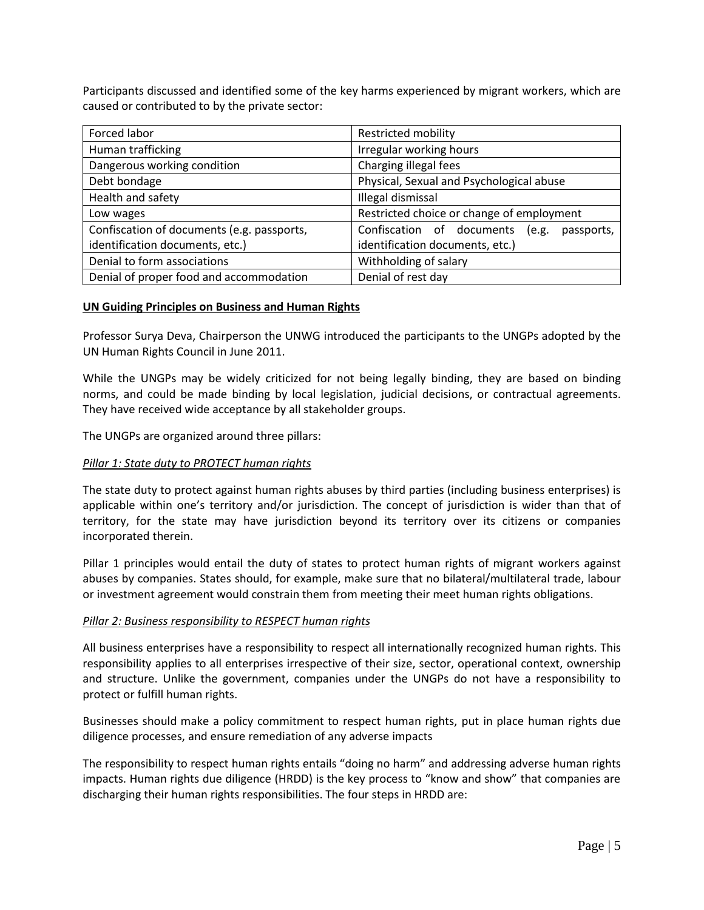Participants discussed and identified some of the key harms experienced by migrant workers, which are caused or contributed to by the private sector:

| | |
|---|---|
| Forced labor | Restricted mobility |
| Human trafficking | Irregular working hours |
| Dangerous working condition | Charging illegal fees |
| Debt bondage | Physical, Sexual and Psychological abuse |
| Health and safety | Illegal dismissal |
| Low wages | Restricted choice or change of employment |
| Confiscation of documents (e.g. passports, identification documents, etc.) | Confiscation of documents (e.g. passports, identification documents, etc.) |
| Denial to form associations | Withholding of salary |
| Denial of proper food and accommodation | Denial of rest day |

**UN Guiding Principles on Business and Human Rights**

Professor Surya Deva, Chairperson the UNWG introduced the participants to the UNGPs adopted by the UN Human Rights Council in June 2011.

While the UNGPs may be widely criticized for not being legally binding, they are based on binding norms, and could be made binding by local legislation, judicial decisions, or contractual agreements. They have received wide acceptance by all stakeholder groups.

The UNGPs are organized around three pillars:

*Pillar 1: State duty to PROTECT human rights*

The state duty to protect against human rights abuses by third parties (including business enterprises) is applicable within one's territory and/or jurisdiction. The concept of jurisdiction is wider than that of territory, for the state may have jurisdiction beyond its territory over its citizens or companies incorporated therein.

Pillar 1 principles would entail the duty of states to protect human rights of migrant workers against abuses by companies. States should, for example, make sure that no bilateral/multilateral trade, labour or investment agreement would constrain them from meeting their meet human rights obligations.

*Pillar 2: Business responsibility to RESPECT human rights*

All business enterprises have a responsibility to respect all internationally recognized human rights. This responsibility applies to all enterprises irrespective of their size, sector, operational context, ownership and structure. Unlike the government, companies under the UNGPs do not have a responsibility to protect or fulfill human rights.

Businesses should make a policy commitment to respect human rights, put in place human rights due diligence processes, and ensure remediation of any adverse impacts

The responsibility to respect human rights entails "doing no harm" and addressing adverse human rights impacts. Human rights due diligence (HRDD) is the key process to "know and show" that companies are discharging their human rights responsibilities. The four steps in HRDD are: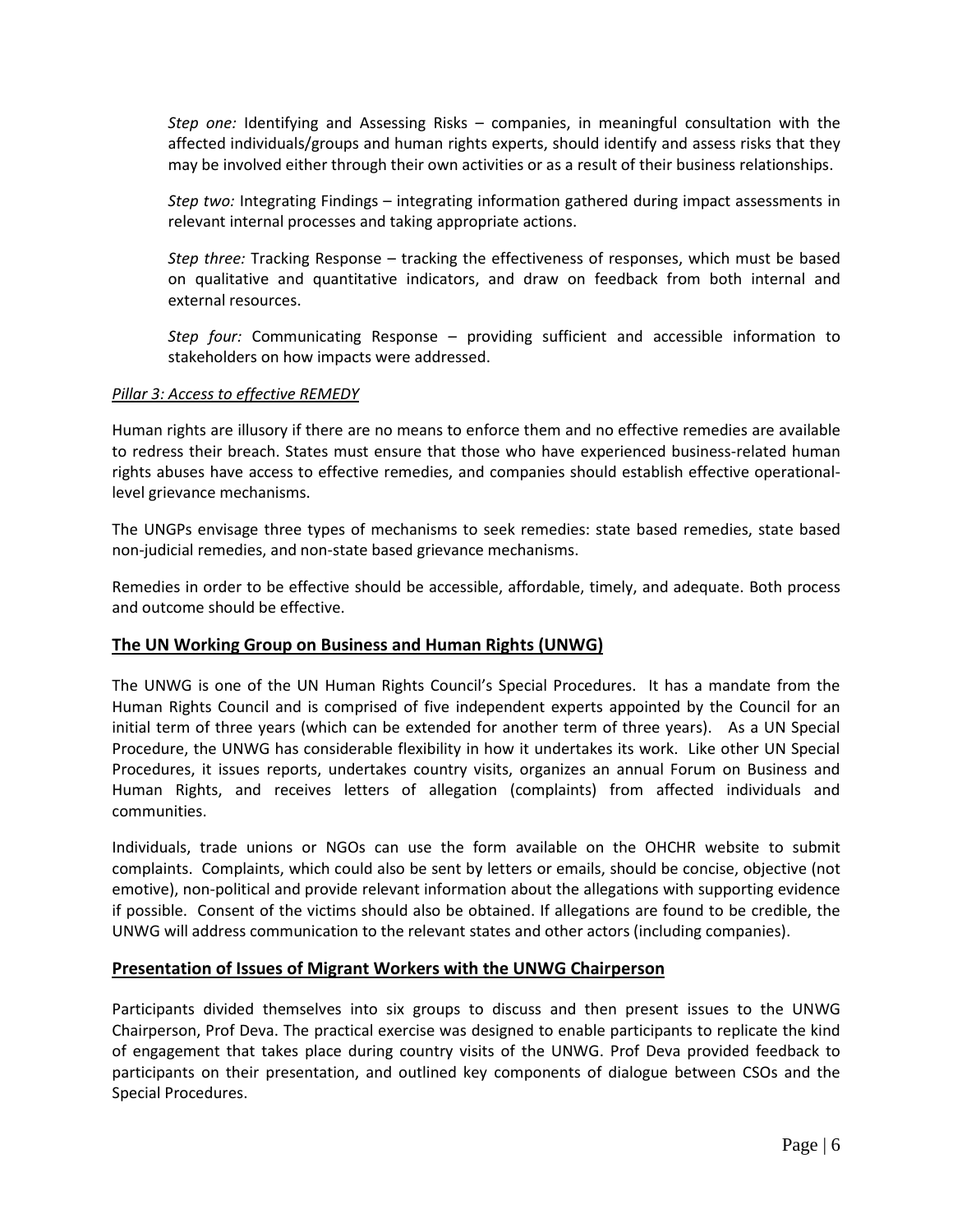*Step one:* Identifying and Assessing Risks – companies, in meaningful consultation with the affected individuals/groups and human rights experts, should identify and assess risks that they may be involved either through their own activities or as a result of their business relationships.

*Step two:* Integrating Findings – integrating information gathered during impact assessments in relevant internal processes and taking appropriate actions.

*Step three:* Tracking Response – tracking the effectiveness of responses, which must be based on qualitative and quantitative indicators, and draw on feedback from both internal and external resources.

*Step four:* Communicating Response – providing sufficient and accessible information to stakeholders on how impacts were addressed.

*Pillar 3: Access to effective REMEDY*

Human rights are illusory if there are no means to enforce them and no effective remedies are available to redress their breach. States must ensure that those who have experienced business-related human rights abuses have access to effective remedies, and companies should establish effective operational-level grievance mechanisms.

The UNGPs envisage three types of mechanisms to seek remedies: state based remedies, state based non-judicial remedies, and non-state based grievance mechanisms.

Remedies in order to be effective should be accessible, affordable, timely, and adequate. Both process and outcome should be effective.

## The UN Working Group on Business and Human Rights (UNWG)

The UNWG is one of the UN Human Rights Council's Special Procedures. It has a mandate from the Human Rights Council and is comprised of five independent experts appointed by the Council for an initial term of three years (which can be extended for another term of three years). As a UN Special Procedure, the UNWG has considerable flexibility in how it undertakes its work. Like other UN Special Procedures, it issues reports, undertakes country visits, organizes an annual Forum on Business and Human Rights, and receives letters of allegation (complaints) from affected individuals and communities.

Individuals, trade unions or NGOs can use the form available on the OHCHR website to submit complaints. Complaints, which could also be sent by letters or emails, should be concise, objective (not emotive), non-political and provide relevant information about the allegations with supporting evidence if possible. Consent of the victims should also be obtained. If allegations are found to be credible, the UNWG will address communication to the relevant states and other actors (including companies).

## Presentation of Issues of Migrant Workers with the UNWG Chairperson

Participants divided themselves into six groups to discuss and then present issues to the UNWG Chairperson, Prof Deva. The practical exercise was designed to enable participants to replicate the kind of engagement that takes place during country visits of the UNWG. Prof Deva provided feedback to participants on their presentation, and outlined key components of dialogue between CSOs and the Special Procedures.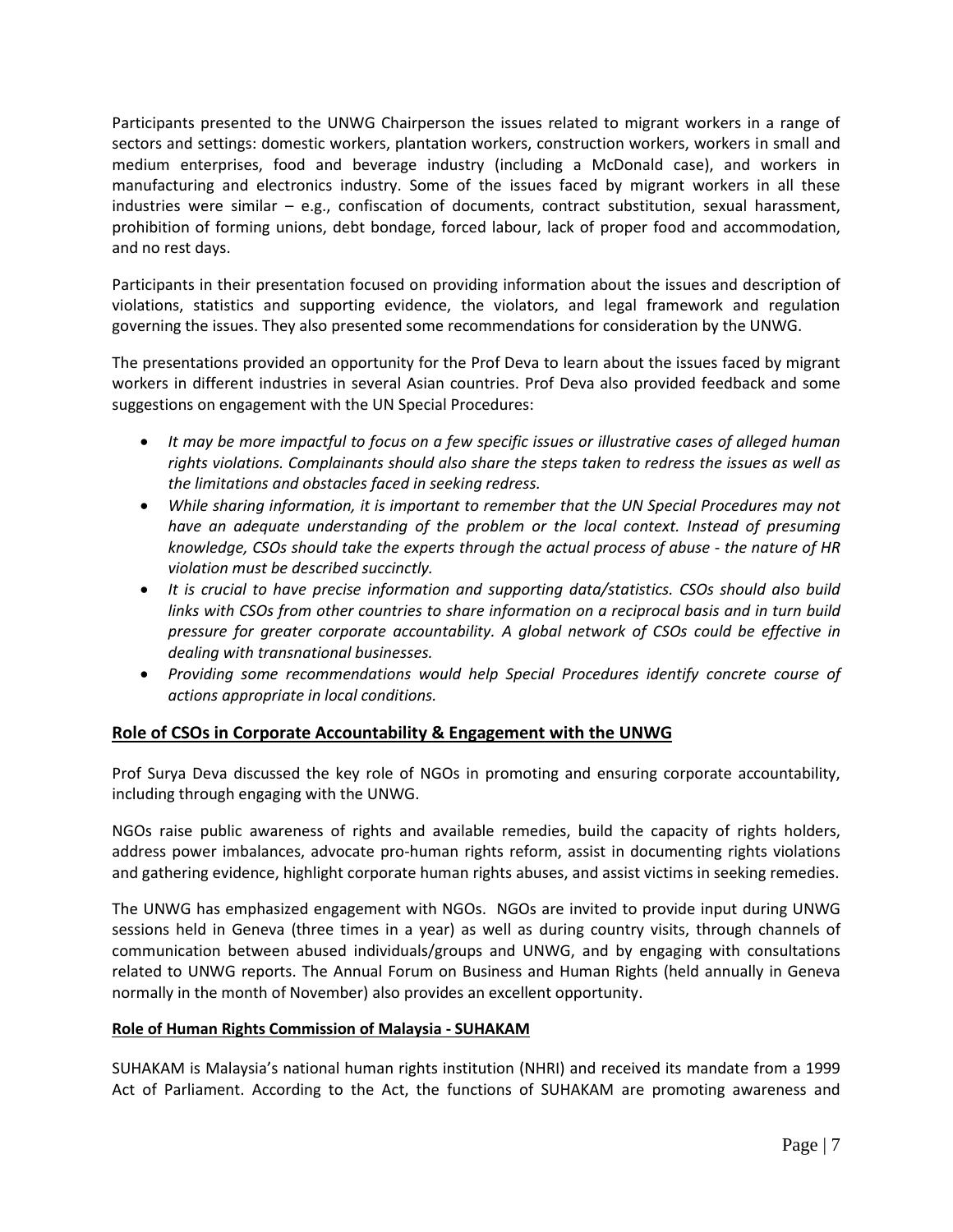Participants presented to the UNWG Chairperson the issues related to migrant workers in a range of sectors and settings: domestic workers, plantation workers, construction workers, workers in small and medium enterprises, food and beverage industry (including a McDonald case), and workers in manufacturing and electronics industry. Some of the issues faced by migrant workers in all these industries were similar – e.g., confiscation of documents, contract substitution, sexual harassment, prohibition of forming unions, debt bondage, forced labour, lack of proper food and accommodation, and no rest days.

Participants in their presentation focused on providing information about the issues and description of violations, statistics and supporting evidence, the violators, and legal framework and regulation governing the issues. They also presented some recommendations for consideration by the UNWG.

The presentations provided an opportunity for the Prof Deva to learn about the issues faced by migrant workers in different industries in several Asian countries. Prof Deva also provided feedback and some suggestions on engagement with the UN Special Procedures:

- *It may be more impactful to focus on a few specific issues or illustrative cases of alleged human rights violations. Complainants should also share the steps taken to redress the issues as well as the limitations and obstacles faced in seeking redress.*
- *While sharing information, it is important to remember that the UN Special Procedures may not have an adequate understanding of the problem or the local context. Instead of presuming knowledge, CSOs should take the experts through the actual process of abuse - the nature of HR violation must be described succinctly.*
- *It is crucial to have precise information and supporting data/statistics. CSOs should also build links with CSOs from other countries to share information on a reciprocal basis and in turn build pressure for greater corporate accountability. A global network of CSOs could be effective in dealing with transnational businesses.*
- *Providing some recommendations would help Special Procedures identify concrete course of actions appropriate in local conditions.*

## Role of CSOs in Corporate Accountability & Engagement with the UNWG

Prof Surya Deva discussed the key role of NGOs in promoting and ensuring corporate accountability, including through engaging with the UNWG.

NGOs raise public awareness of rights and available remedies, build the capacity of rights holders, address power imbalances, advocate pro-human rights reform, assist in documenting rights violations and gathering evidence, highlight corporate human rights abuses, and assist victims in seeking remedies.

The UNWG has emphasized engagement with NGOs. NGOs are invited to provide input during UNWG sessions held in Geneva (three times in a year) as well as during country visits, through channels of communication between abused individuals/groups and UNWG, and by engaging with consultations related to UNWG reports. The Annual Forum on Business and Human Rights (held annually in Geneva normally in the month of November) also provides an excellent opportunity.

### Role of Human Rights Commission of Malaysia - SUHAKAM

SUHAKAM is Malaysia's national human rights institution (NHRI) and received its mandate from a 1999 Act of Parliament. According to the Act, the functions of SUHAKAM are promoting awareness and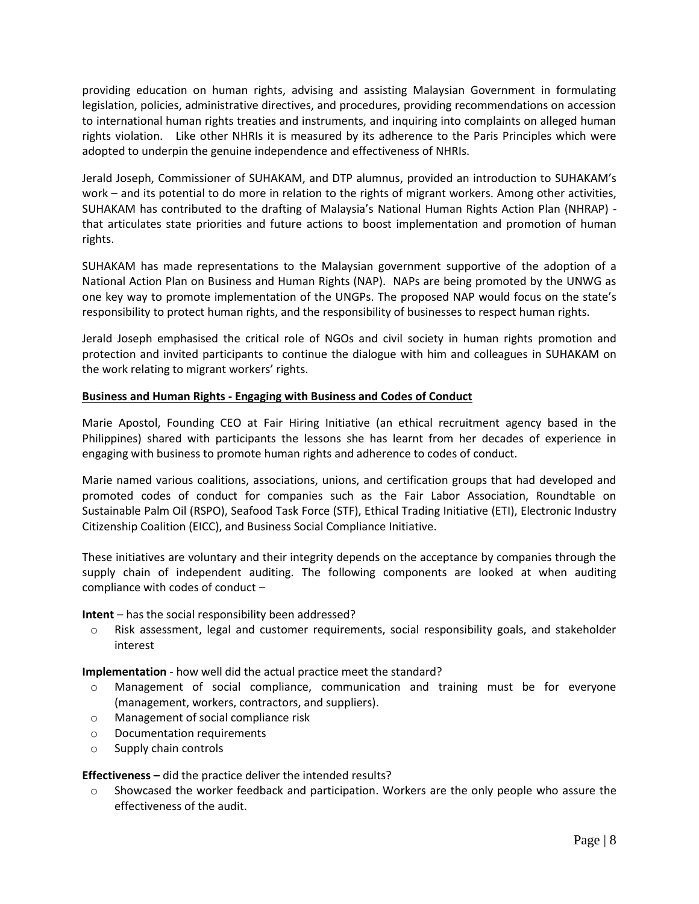providing education on human rights, advising and assisting Malaysian Government in formulating legislation, policies, administrative directives, and procedures, providing recommendations on accession to international human rights treaties and instruments, and inquiring into complaints on alleged human rights violation. Like other NHRIs it is measured by its adherence to the Paris Principles which were adopted to underpin the genuine independence and effectiveness of NHRIs.

Jerald Joseph, Commissioner of SUHAKAM, and DTP alumnus, provided an introduction to SUHAKAM's work – and its potential to do more in relation to the rights of migrant workers. Among other activities, SUHAKAM has contributed to the drafting of Malaysia's National Human Rights Action Plan (NHRAP) - that articulates state priorities and future actions to boost implementation and promotion of human rights.

SUHAKAM has made representations to the Malaysian government supportive of the adoption of a National Action Plan on Business and Human Rights (NAP). NAPs are being promoted by the UNWG as one key way to promote implementation of the UNGPs. The proposed NAP would focus on the state's responsibility to protect human rights, and the responsibility of businesses to respect human rights.

Jerald Joseph emphasised the critical role of NGOs and civil society in human rights promotion and protection and invited participants to continue the dialogue with him and colleagues in SUHAKAM on the work relating to migrant workers' rights.

**Business and Human Rights - Engaging with Business and Codes of Conduct**

Marie Apostol, Founding CEO at Fair Hiring Initiative (an ethical recruitment agency based in the Philippines) shared with participants the lessons she has learnt from her decades of experience in engaging with business to promote human rights and adherence to codes of conduct.

Marie named various coalitions, associations, unions, and certification groups that had developed and promoted codes of conduct for companies such as the Fair Labor Association, Roundtable on Sustainable Palm Oil (RSPO), Seafood Task Force (STF), Ethical Trading Initiative (ETI), Electronic Industry Citizenship Coalition (EICC), and Business Social Compliance Initiative.

These initiatives are voluntary and their integrity depends on the acceptance by companies through the supply chain of independent auditing. The following components are looked at when auditing compliance with codes of conduct –

**Intent** – has the social responsibility been addressed?

- Risk assessment, legal and customer requirements, social responsibility goals, and stakeholder interest

**Implementation** - how well did the actual practice meet the standard?

- Management of social compliance, communication and training must be for everyone (management, workers, contractors, and suppliers).
- Management of social compliance risk
- Documentation requirements
- Supply chain controls

**Effectiveness –** did the practice deliver the intended results?

- Showcased the worker feedback and participation. Workers are the only people who assure the effectiveness of the audit.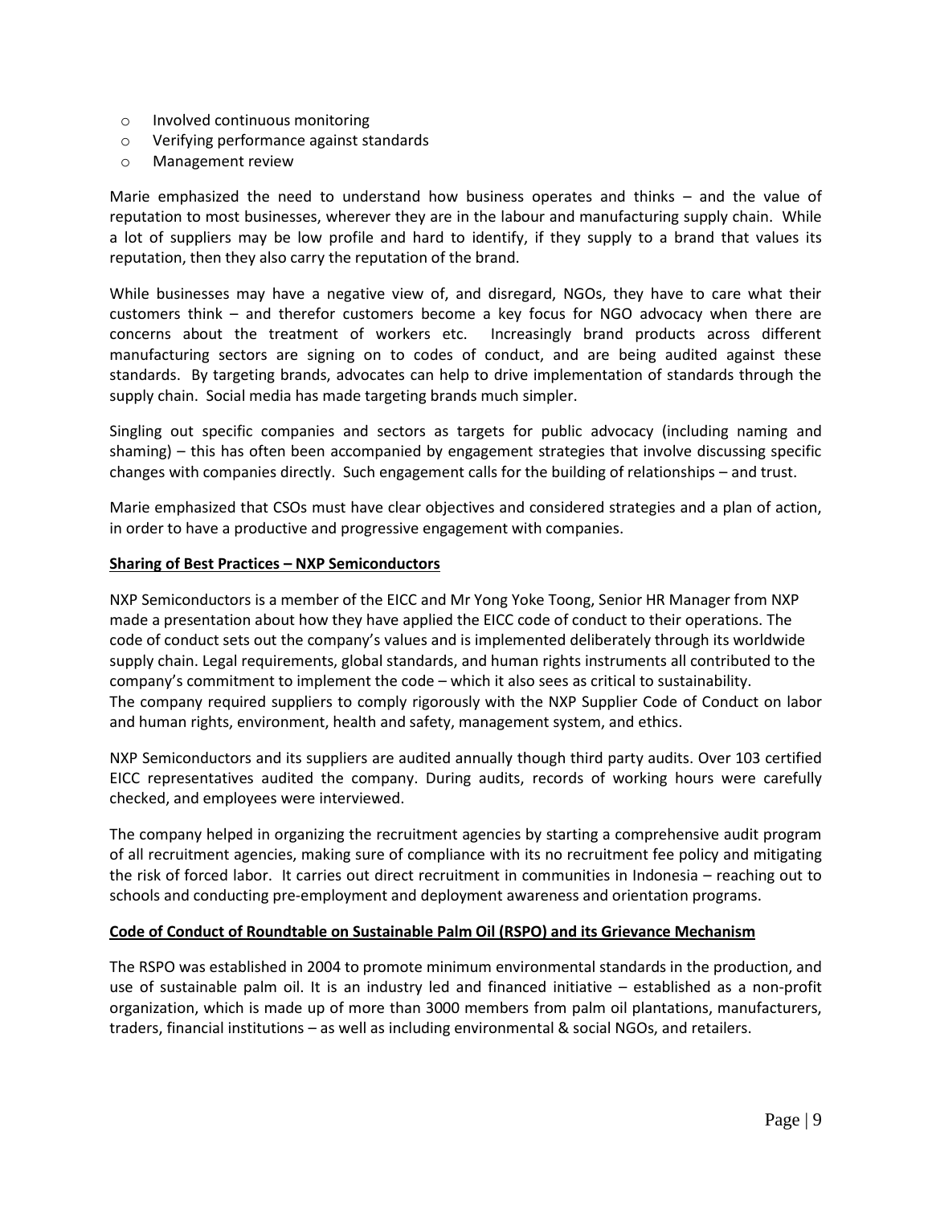- Involved continuous monitoring
- Verifying performance against standards
- Management review

Marie emphasized the need to understand how business operates and thinks – and the value of reputation to most businesses, wherever they are in the labour and manufacturing supply chain. While a lot of suppliers may be low profile and hard to identify, if they supply to a brand that values its reputation, then they also carry the reputation of the brand.

While businesses may have a negative view of, and disregard, NGOs, they have to care what their customers think – and therefor customers become a key focus for NGO advocacy when there are concerns about the treatment of workers etc. Increasingly brand products across different manufacturing sectors are signing on to codes of conduct, and are being audited against these standards. By targeting brands, advocates can help to drive implementation of standards through the supply chain. Social media has made targeting brands much simpler.

Singling out specific companies and sectors as targets for public advocacy (including naming and shaming) – this has often been accompanied by engagement strategies that involve discussing specific changes with companies directly. Such engagement calls for the building of relationships – and trust.

Marie emphasized that CSOs must have clear objectives and considered strategies and a plan of action, in order to have a productive and progressive engagement with companies.

**Sharing of Best Practices – NXP Semiconductors**

NXP Semiconductors is a member of the EICC and Mr Yong Yoke Toong, Senior HR Manager from NXP made a presentation about how they have applied the EICC code of conduct to their operations. The code of conduct sets out the company's values and is implemented deliberately through its worldwide supply chain. Legal requirements, global standards, and human rights instruments all contributed to the company's commitment to implement the code – which it also sees as critical to sustainability. The company required suppliers to comply rigorously with the NXP Supplier Code of Conduct on labor and human rights, environment, health and safety, management system, and ethics.

NXP Semiconductors and its suppliers are audited annually though third party audits. Over 103 certified EICC representatives audited the company. During audits, records of working hours were carefully checked, and employees were interviewed.

The company helped in organizing the recruitment agencies by starting a comprehensive audit program of all recruitment agencies, making sure of compliance with its no recruitment fee policy and mitigating the risk of forced labor. It carries out direct recruitment in communities in Indonesia – reaching out to schools and conducting pre-employment and deployment awareness and orientation programs.

**Code of Conduct of Roundtable on Sustainable Palm Oil (RSPO) and its Grievance Mechanism**

The RSPO was established in 2004 to promote minimum environmental standards in the production, and use of sustainable palm oil. It is an industry led and financed initiative – established as a non-profit organization, which is made up of more than 3000 members from palm oil plantations, manufacturers, traders, financial institutions – as well as including environmental & social NGOs, and retailers.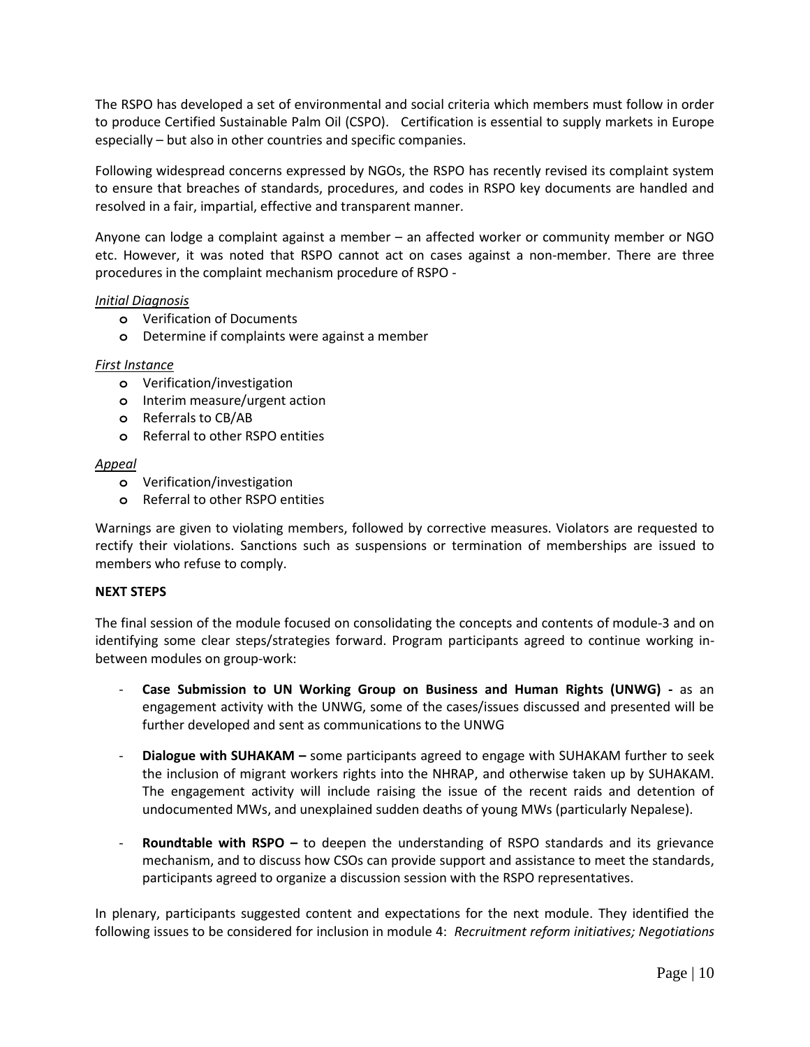The RSPO has developed a set of environmental and social criteria which members must follow in order to produce Certified Sustainable Palm Oil (CSPO). Certification is essential to supply markets in Europe especially – but also in other countries and specific companies.

Following widespread concerns expressed by NGOs, the RSPO has recently revised its complaint system to ensure that breaches of standards, procedures, and codes in RSPO key documents are handled and resolved in a fair, impartial, effective and transparent manner.

Anyone can lodge a complaint against a member – an affected worker or community member or NGO etc. However, it was noted that RSPO cannot act on cases against a non-member. There are three procedures in the complaint mechanism procedure of RSPO -

*Initial Diagnosis*

- Verification of Documents
- Determine if complaints were against a member

*First Instance*

- Verification/investigation
- Interim measure/urgent action
- Referrals to CB/AB
- Referral to other RSPO entities

*Appeal*

- Verification/investigation
- Referral to other RSPO entities

Warnings are given to violating members, followed by corrective measures. Violators are requested to rectify their violations. Sanctions such as suspensions or termination of memberships are issued to members who refuse to comply.

**NEXT STEPS**

The final session of the module focused on consolidating the concepts and contents of module-3 and on identifying some clear steps/strategies forward. Program participants agreed to continue working in-between modules on group-work:

- **Case Submission to UN Working Group on Business and Human Rights (UNWG) -** as an engagement activity with the UNWG, some of the cases/issues discussed and presented will be further developed and sent as communications to the UNWG

- **Dialogue with SUHAKAM –** some participants agreed to engage with SUHAKAM further to seek the inclusion of migrant workers rights into the NHRAP, and otherwise taken up by SUHAKAM. The engagement activity will include raising the issue of the recent raids and detention of undocumented MWs, and unexplained sudden deaths of young MWs (particularly Nepalese).

- **Roundtable with RSPO –** to deepen the understanding of RSPO standards and its grievance mechanism, and to discuss how CSOs can provide support and assistance to meet the standards, participants agreed to organize a discussion session with the RSPO representatives.

In plenary, participants suggested content and expectations for the next module. They identified the following issues to be considered for inclusion in module 4: *Recruitment reform initiatives; Negotiations*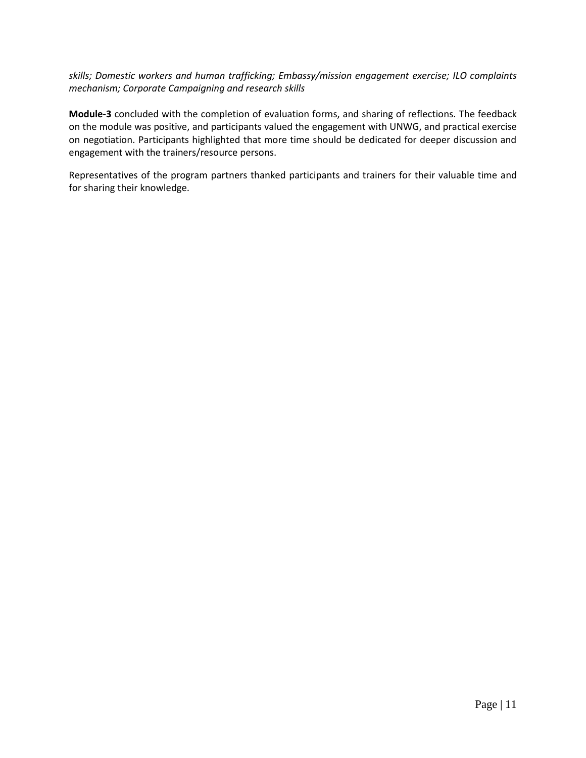*skills; Domestic workers and human trafficking; Embassy/mission engagement exercise; ILO complaints mechanism; Corporate Campaigning and research skills*

**Module-3** concluded with the completion of evaluation forms, and sharing of reflections. The feedback on the module was positive, and participants valued the engagement with UNWG, and practical exercise on negotiation. Participants highlighted that more time should be dedicated for deeper discussion and engagement with the trainers/resource persons.

Representatives of the program partners thanked participants and trainers for their valuable time and for sharing their knowledge.